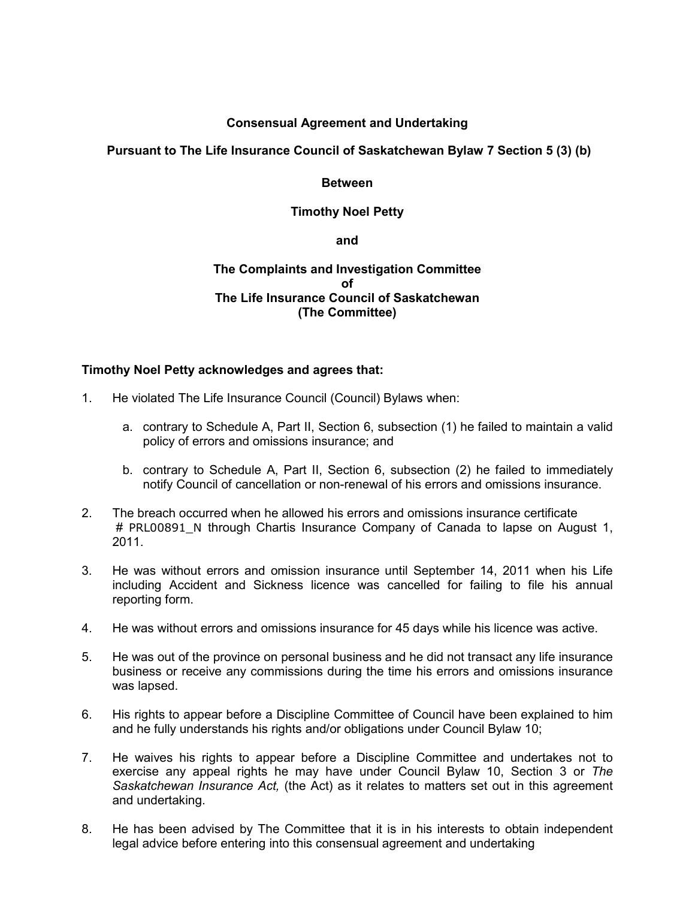**Consensual Agreement and Undertaking**

**Pursuant to The Life Insurance Council of Saskatchewan Bylaw 7 Section 5 (3) (b)**

**Between**

**Timothy Noel Petty**

**and**

**The Complaints and Investigation Committee of The Life Insurance Council of Saskatchewan (The Committee)**

**Timothy Noel Petty acknowledges and agrees that:**

1. He violated The Life Insurance Council (Council) Bylaws when:

   a. contrary to Schedule A, Part II, Section 6, subsection (1) he failed to maintain a valid policy of errors and omissions insurance; and

   b. contrary to Schedule A, Part II, Section 6, subsection (2) he failed to immediately notify Council of cancellation or non-renewal of his errors and omissions insurance.

2. The breach occurred when he allowed his errors and omissions insurance certificate # PRL00891_N through Chartis Insurance Company of Canada to lapse on August 1, 2011.

3. He was without errors and omission insurance until September 14, 2011 when his Life including Accident and Sickness licence was cancelled for failing to file his annual reporting form.

4. He was without errors and omissions insurance for 45 days while his licence was active.

5. He was out of the province on personal business and he did not transact any life insurance business or receive any commissions during the time his errors and omissions insurance was lapsed.

6. His rights to appear before a Discipline Committee of Council have been explained to him and he fully understands his rights and/or obligations under Council Bylaw 10;

7. He waives his rights to appear before a Discipline Committee and undertakes not to exercise any appeal rights he may have under Council Bylaw 10, Section 3 or *The Saskatchewan Insurance Act,* (the Act) as it relates to matters set out in this agreement and undertaking.

8. He has been advised by The Committee that it is in his interests to obtain independent legal advice before entering into this consensual agreement and undertaking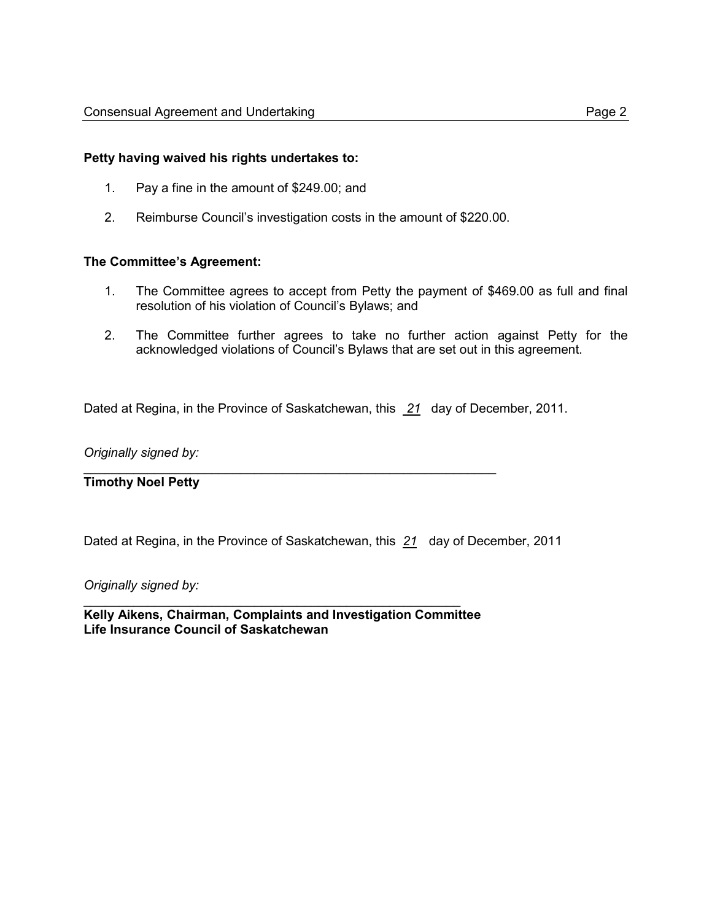**Petty having waived his rights undertakes to:**

1. Pay a fine in the amount of $249.00; and
2. Reimburse Council's investigation costs in the amount of $220.00.

**The Committee's Agreement:**

1. The Committee agrees to accept from Petty the payment of $469.00 as full and final resolution of his violation of Council's Bylaws; and
2. The Committee further agrees to take no further action against Petty for the acknowledged violations of Council's Bylaws that are set out in this agreement.

Dated at Regina, in the Province of Saskatchewan, this _21_ day of December, 2011.

*Originally signed by:*

______________________________________________________________

**Timothy Noel Petty**

Dated at Regina, in the Province of Saskatchewan, this _21_ day of December, 2011

*Originally signed by:*

______________________________________________________________

**Kelly Aikens, Chairman, Complaints and Investigation Committee**
**Life Insurance Council of Saskatchewan**